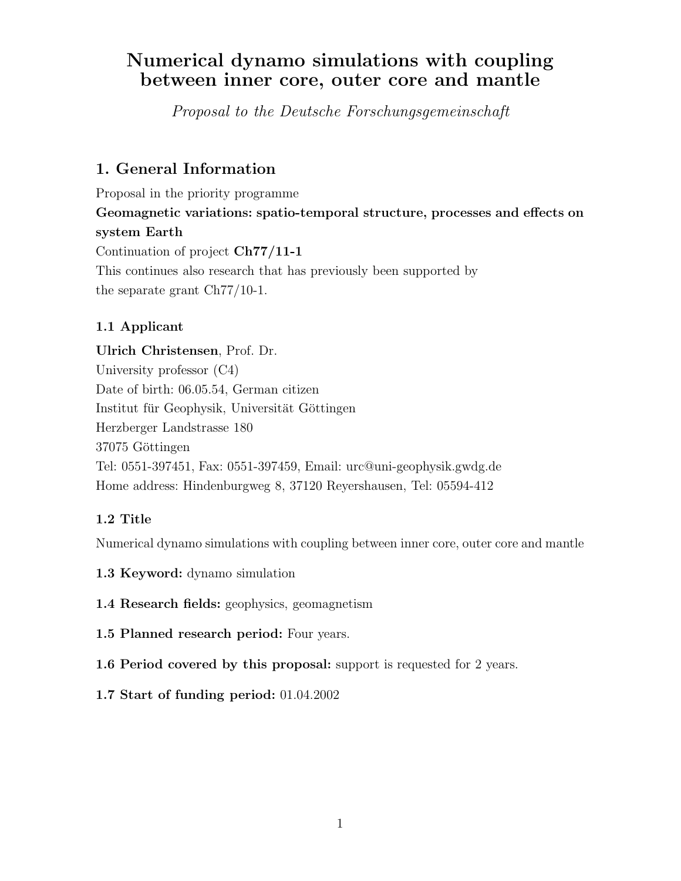# Numerical dynamo simulations with coupling between inner core, outer core and mantle

*Proposal to the Deutsche Forschungsgemeinschaft*

## 1. General Information

Proposal in the priority programme

**Geomagnetic variations: spatio-temporal structure, processes and effects on system Earth**

Continuation of project **Ch77/11-1**

This continues also research that has previously been supported by the separate grant Ch77/10-1.

### 1.1 Applicant

**Ulrich Christensen**, Prof. Dr.
University professor (C4)
Date of birth: 06.05.54, German citizen
Institut für Geophysik, Universität Göttingen
Herzberger Landstrasse 180
37075 Göttingen
Tel: 0551-397451, Fax: 0551-397459, Email: urc@uni-geophysik.gwdg.de
Home address: Hindenburgweg 8, 37120 Reyershausen, Tel: 05594-412

### 1.2 Title

Numerical dynamo simulations with coupling between inner core, outer core and mantle

**1.3 Keyword:** dynamo simulation

**1.4 Research fields:** geophysics, geomagnetism

**1.5 Planned research period:** Four years.

**1.6 Period covered by this proposal:** support is requested for 2 years.

**1.7 Start of funding period:** 01.04.2002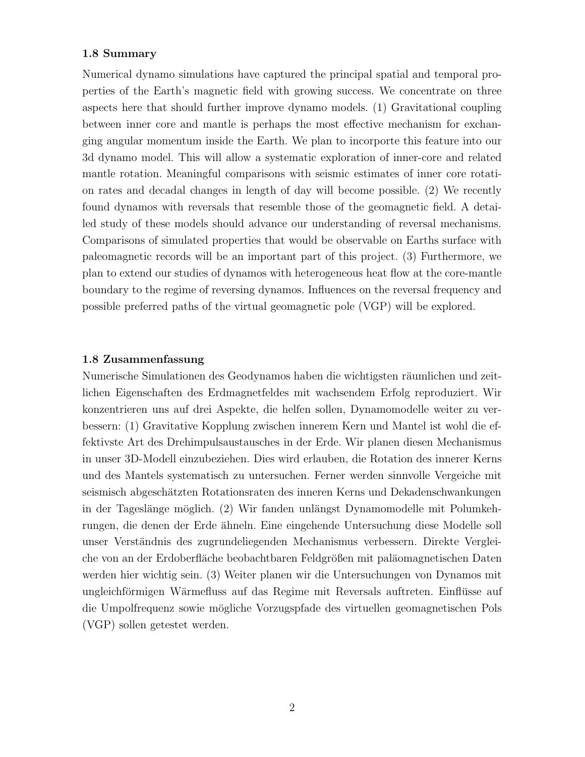### 1.8 Summary

Numerical dynamo simulations have captured the principal spatial and temporal properties of the Earth's magnetic field with growing success. We concentrate on three aspects here that should further improve dynamo models. (1) Gravitational coupling between inner core and mantle is perhaps the most effective mechanism for exchanging angular momentum inside the Earth. We plan to incorporte this feature into our 3d dynamo model. This will allow a systematic exploration of inner-core and related mantle rotation. Meaningful comparisons with seismic estimates of inner core rotation rates and decadal changes in length of day will become possible. (2) We recently found dynamos with reversals that resemble those of the geomagnetic field. A detailed study of these models should advance our understanding of reversal mechanisms. Comparisons of simulated properties that would be observable on Earths surface with paleomagnetic records will be an important part of this project. (3) Furthermore, we plan to extend our studies of dynamos with heterogeneous heat flow at the core-mantle boundary to the regime of reversing dynamos. Influences on the reversal frequency and possible preferred paths of the virtual geomagnetic pole (VGP) will be explored.

### 1.8 Zusammenfassung

Numerische Simulationen des Geodynamos haben die wichtigsten räumlichen und zeitlichen Eigenschaften des Erdmagnetfeldes mit wachsendem Erfolg reproduziert. Wir konzentrieren uns auf drei Aspekte, die helfen sollen, Dynamomodelle weiter zu verbessern: (1) Gravitative Kopplung zwischen innerem Kern und Mantel ist wohl die effektivste Art des Drehimpulsaustausches in der Erde. Wir planen diesen Mechanismus in unser 3D-Modell einzubeziehen. Dies wird erlauben, die Rotation des innerer Kerns und des Mantels systematisch zu untersuchen. Ferner werden sinnvolle Vergeiche mit seismisch abgeschätzten Rotationsraten des inneren Kerns und Dekadenschwankungen in der Tageslänge möglich. (2) Wir fanden unlängst Dynamomodelle mit Polumkehrungen, die denen der Erde ähneln. Eine eingehende Untersuchung diese Modelle soll unser Verständnis des zugrundeliegenden Mechanismus verbessern. Direkte Vergleiche von an der Erdoberfläche beobachtbaren Feldgrößen mit paläomagnetischen Daten werden hier wichtig sein. (3) Weiter planen wir die Untersuchungen von Dynamos mit ungleichförmigen Wärmefluss auf das Regime mit Reversals auftreten. Einflüsse auf die Umpolfrequenz sowie mögliche Vorzugspfade des virtuellen geomagnetischen Pols (VGP) sollen getestet werden.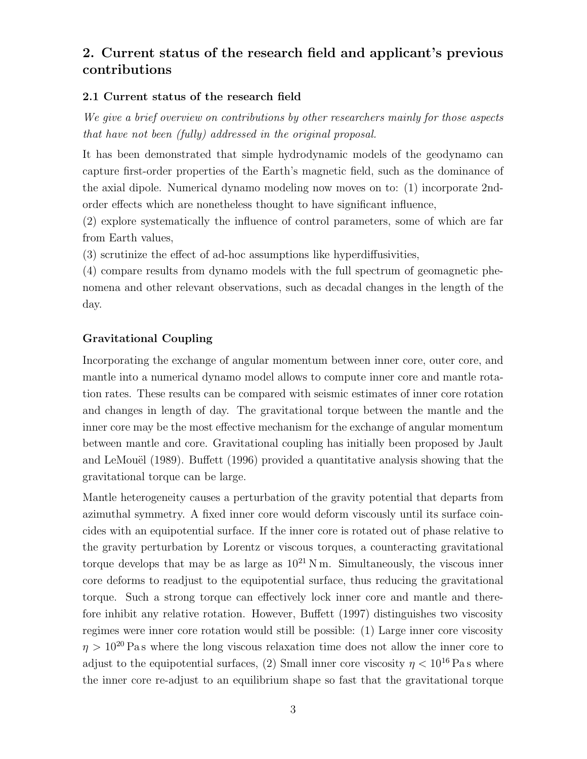## 2. Current status of the research field and applicant's previous contributions

### 2.1 Current status of the research field

*We give a brief overview on contributions by other researchers mainly for those aspects that have not been (fully) addressed in the original proposal.*

It has been demonstrated that simple hydrodynamic models of the geodynamo can capture first-order properties of the Earth's magnetic field, such as the dominance of the axial dipole. Numerical dynamo modeling now moves on to: (1) incorporate 2nd-order effects which are nonetheless thought to have significant influence,
(2) explore systematically the influence of control parameters, some of which are far from Earth values,
(3) scrutinize the effect of ad-hoc assumptions like hyperdiffusivities,
(4) compare results from dynamo models with the full spectrum of geomagnetic phenomena and other relevant observations, such as decadal changes in the length of the day.

#### Gravitational Coupling

Incorporating the exchange of angular momentum between inner core, outer core, and mantle into a numerical dynamo model allows to compute inner core and mantle rotation rates. These results can be compared with seismic estimates of inner core rotation and changes in length of day. The gravitational torque between the mantle and the inner core may be the most effective mechanism for the exchange of angular momentum between mantle and core. Gravitational coupling has initially been proposed by Jault and LeMouël (1989). Buffett (1996) provided a quantitative analysis showing that the gravitational torque can be large.

Mantle heterogeneity causes a perturbation of the gravity potential that departs from azimuthal symmetry. A fixed inner core would deform viscously until its surface coincides with an equipotential surface. If the inner core is rotated out of phase relative to the gravity perturbation by Lorentz or viscous torques, a counteracting gravitational torque develops that may be as large as $10^{21}$ N m. Simultaneously, the viscous inner core deforms to readjust to the equipotential surface, thus reducing the gravitational torque. Such a strong torque can effectively lock inner core and mantle and therefore inhibit any relative rotation. However, Buffett (1997) distinguishes two viscosity regimes were inner core rotation would still be possible: (1) Large inner core viscosity $\eta > 10^{20}$ Pa s where the long viscous relaxation time does not allow the inner core to adjust to the equipotential surfaces, (2) Small inner core viscosity $\eta < 10^{16}$ Pa s where the inner core re-adjust to an equilibrium shape so fast that the gravitational torque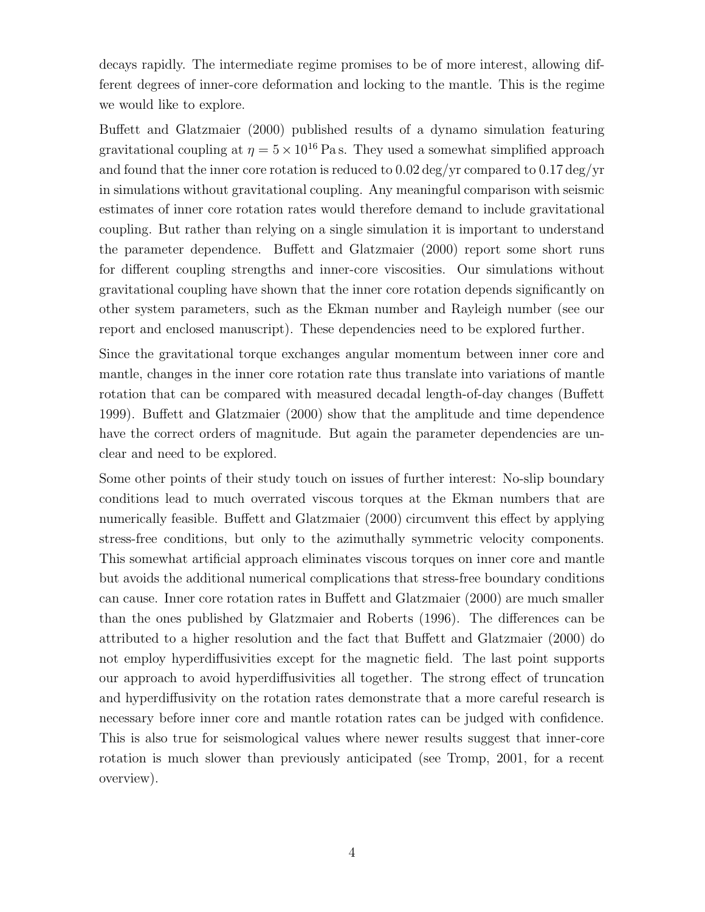decays rapidly. The intermediate regime promises to be of more interest, allowing different degrees of inner-core deformation and locking to the mantle. This is the regime we would like to explore.

Buffett and Glatzmaier (2000) published results of a dynamo simulation featuring gravitational coupling at $\eta = 5 \times 10^{16}$ Pa s. They used a somewhat simplified approach and found that the inner core rotation is reduced to 0.02 deg/yr compared to 0.17 deg/yr in simulations without gravitational coupling. Any meaningful comparison with seismic estimates of inner core rotation rates would therefore demand to include gravitational coupling. But rather than relying on a single simulation it is important to understand the parameter dependence. Buffett and Glatzmaier (2000) report some short runs for different coupling strengths and inner-core viscosities. Our simulations without gravitational coupling have shown that the inner core rotation depends significantly on other system parameters, such as the Ekman number and Rayleigh number (see our report and enclosed manuscript). These dependencies need to be explored further.

Since the gravitational torque exchanges angular momentum between inner core and mantle, changes in the inner core rotation rate thus translate into variations of mantle rotation that can be compared with measured decadal length-of-day changes (Buffett 1999). Buffett and Glatzmaier (2000) show that the amplitude and time dependence have the correct orders of magnitude. But again the parameter dependencies are unclear and need to be explored.

Some other points of their study touch on issues of further interest: No-slip boundary conditions lead to much overrated viscous torques at the Ekman numbers that are numerically feasible. Buffett and Glatzmaier (2000) circumvent this effect by applying stress-free conditions, but only to the azimuthally symmetric velocity components. This somewhat artificial approach eliminates viscous torques on inner core and mantle but avoids the additional numerical complications that stress-free boundary conditions can cause. Inner core rotation rates in Buffett and Glatzmaier (2000) are much smaller than the ones published by Glatzmaier and Roberts (1996). The differences can be attributed to a higher resolution and the fact that Buffett and Glatzmaier (2000) do not employ hyperdiffusivities except for the magnetic field. The last point supports our approach to avoid hyperdiffusivities all together. The strong effect of truncation and hyperdiffusivity on the rotation rates demonstrate that a more careful research is necessary before inner core and mantle rotation rates can be judged with confidence. This is also true for seismological values where newer results suggest that inner-core rotation is much slower than previously anticipated (see Tromp, 2001, for a recent overview).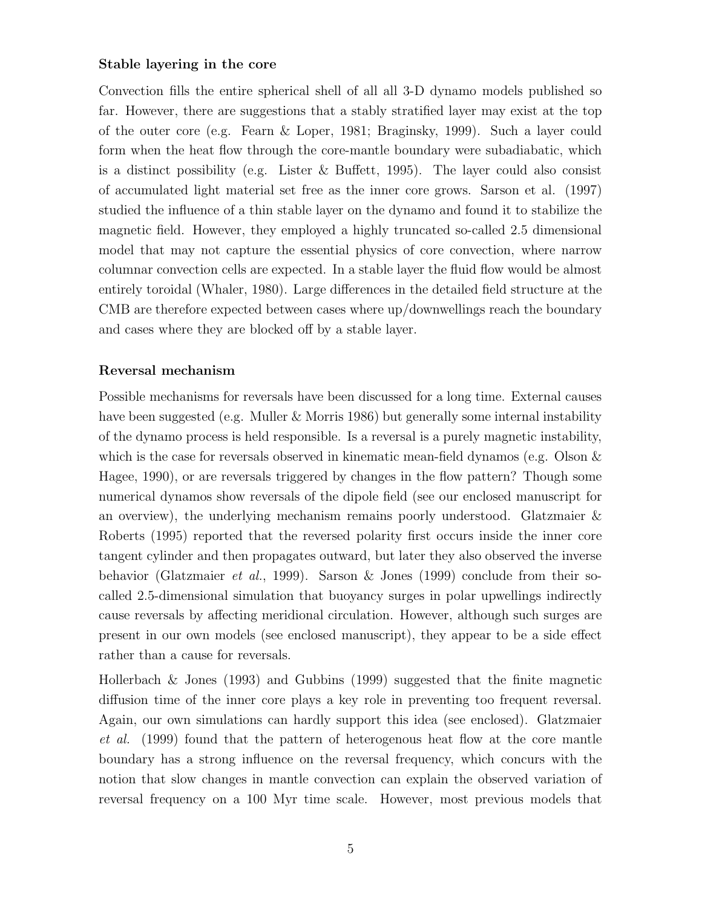**Stable layering in the core**

Convection fills the entire spherical shell of all all 3-D dynamo models published so far. However, there are suggestions that a stably stratified layer may exist at the top of the outer core (e.g. Fearn & Loper, 1981; Braginsky, 1999). Such a layer could form when the heat flow through the core-mantle boundary were subadiabatic, which is a distinct possibility (e.g. Lister & Buffett, 1995). The layer could also consist of accumulated light material set free as the inner core grows. Sarson et al. (1997) studied the influence of a thin stable layer on the dynamo and found it to stabilize the magnetic field. However, they employed a highly truncated so-called 2.5 dimensional model that may not capture the essential physics of core convection, where narrow columnar convection cells are expected. In a stable layer the fluid flow would be almost entirely toroidal (Whaler, 1980). Large differences in the detailed field structure at the CMB are therefore expected between cases where up/downwellings reach the boundary and cases where they are blocked off by a stable layer.

**Reversal mechanism**

Possible mechanisms for reversals have been discussed for a long time. External causes have been suggested (e.g. Muller & Morris 1986) but generally some internal instability of the dynamo process is held responsible. Is a reversal is a purely magnetic instability, which is the case for reversals observed in kinematic mean-field dynamos (e.g. Olson & Hagee, 1990), or are reversals triggered by changes in the flow pattern? Though some numerical dynamos show reversals of the dipole field (see our enclosed manuscript for an overview), the underlying mechanism remains poorly understood. Glatzmaier & Roberts (1995) reported that the reversed polarity first occurs inside the inner core tangent cylinder and then propagates outward, but later they also observed the inverse behavior (Glatzmaier *et al.*, 1999). Sarson & Jones (1999) conclude from their so-called 2.5-dimensional simulation that buoyancy surges in polar upwellings indirectly cause reversals by affecting meridional circulation. However, although such surges are present in our own models (see enclosed manuscript), they appear to be a side effect rather than a cause for reversals.

Hollerbach & Jones (1993) and Gubbins (1999) suggested that the finite magnetic diffusion time of the inner core plays a key role in preventing too frequent reversal. Again, our own simulations can hardly support this idea (see enclosed). Glatzmaier *et al.* (1999) found that the pattern of heterogenous heat flow at the core mantle boundary has a strong influence on the reversal frequency, which concurs with the notion that slow changes in mantle convection can explain the observed variation of reversal frequency on a 100 Myr time scale. However, most previous models that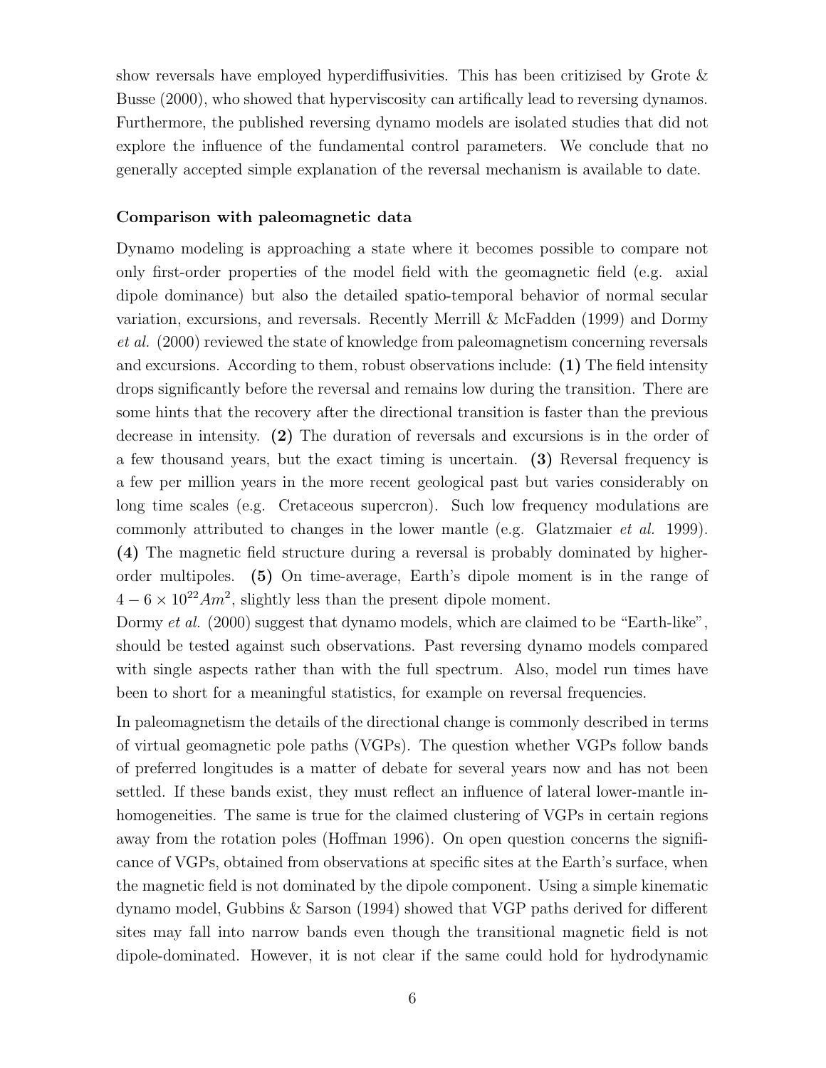show reversals have employed hyperdiffusivities. This has been critizised by Grote & Busse (2000), who showed that hyperviscosity can artifically lead to reversing dynamos. Furthermore, the published reversing dynamo models are isolated studies that did not explore the influence of the fundamental control parameters. We conclude that no generally accepted simple explanation of the reversal mechanism is available to date.

**Comparison with paleomagnetic data**

Dynamo modeling is approaching a state where it becomes possible to compare not only first-order properties of the model field with the geomagnetic field (e.g. axial dipole dominance) but also the detailed spatio-temporal behavior of normal secular variation, excursions, and reversals. Recently Merrill & McFadden (1999) and Dormy *et al.* (2000) reviewed the state of knowledge from paleomagnetism concerning reversals and excursions. According to them, robust observations include: **(1)** The field intensity drops significantly before the reversal and remains low during the transition. There are some hints that the recovery after the directional transition is faster than the previous decrease in intensity. **(2)** The duration of reversals and excursions is in the order of a few thousand years, but the exact timing is uncertain. **(3)** Reversal frequency is a few per million years in the more recent geological past but varies considerably on long time scales (e.g. Cretaceous supercron). Such low frequency modulations are commonly attributed to changes in the lower mantle (e.g. Glatzmaier *et al.* 1999). **(4)** The magnetic field structure during a reversal is probably dominated by higher-order multipoles. **(5)** On time-average, Earth's dipole moment is in the range of $4-6\times 10^{22} Am^2$, slightly less than the present dipole moment.
Dormy *et al.* (2000) suggest that dynamo models, which are claimed to be "Earth-like", should be tested against such observations. Past reversing dynamo models compared with single aspects rather than with the full spectrum. Also, model run times have been to short for a meaningful statistics, for example on reversal frequencies.

In paleomagnetism the details of the directional change is commonly described in terms of virtual geomagnetic pole paths (VGPs). The question whether VGPs follow bands of preferred longitudes is a matter of debate for several years now and has not been settled. If these bands exist, they must reflect an influence of lateral lower-mantle inhomogeneities. The same is true for the claimed clustering of VGPs in certain regions away from the rotation poles (Hoffman 1996). On open question concerns the significance of VGPs, obtained from observations at specific sites at the Earth's surface, when the magnetic field is not dominated by the dipole component. Using a simple kinematic dynamo model, Gubbins & Sarson (1994) showed that VGP paths derived for different sites may fall into narrow bands even though the transitional magnetic field is not dipole-dominated. However, it is not clear if the same could hold for hydrodynamic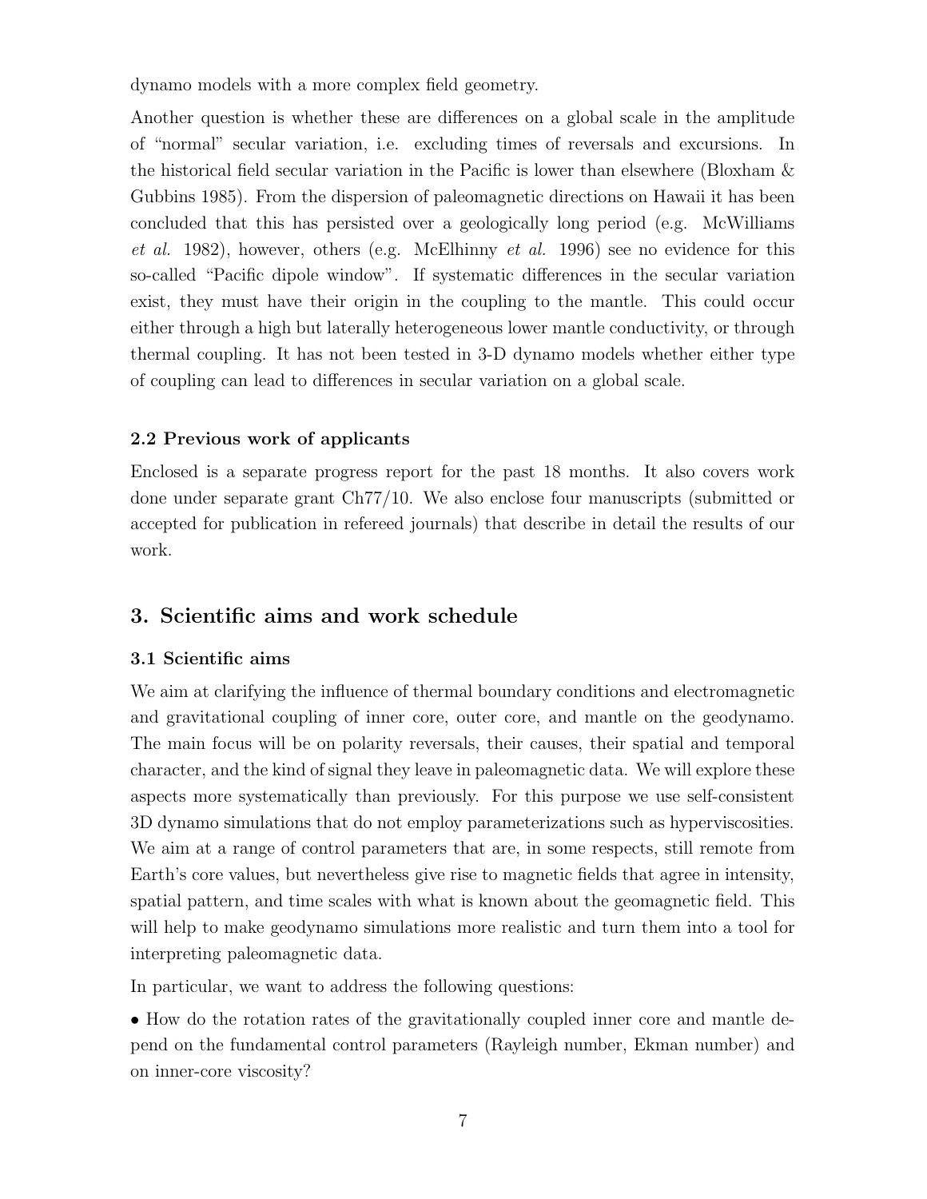dynamo models with a more complex field geometry.

Another question is whether these are differences on a global scale in the amplitude of "normal" secular variation, i.e. excluding times of reversals and excursions. In the historical field secular variation in the Pacific is lower than elsewhere (Bloxham & Gubbins 1985). From the dispersion of paleomagnetic directions on Hawaii it has been concluded that this has persisted over a geologically long period (e.g. McWilliams *et al.* 1982), however, others (e.g. McElhinny *et al.* 1996) see no evidence for this so-called "Pacific dipole window". If systematic differences in the secular variation exist, they must have their origin in the coupling to the mantle. This could occur either through a high but laterally heterogeneous lower mantle conductivity, or through thermal coupling. It has not been tested in 3-D dynamo models whether either type of coupling can lead to differences in secular variation on a global scale.

### 2.2 Previous work of applicants

Enclosed is a separate progress report for the past 18 months. It also covers work done under separate grant Ch77/10. We also enclose four manuscripts (submitted or accepted for publication in refereed journals) that describe in detail the results of our work.

## 3. Scientific aims and work schedule

### 3.1 Scientific aims

We aim at clarifying the influence of thermal boundary conditions and electromagnetic and gravitational coupling of inner core, outer core, and mantle on the geodynamo. The main focus will be on polarity reversals, their causes, their spatial and temporal character, and the kind of signal they leave in paleomagnetic data. We will explore these aspects more systematically than previously. For this purpose we use self-consistent 3D dynamo simulations that do not employ parameterizations such as hyperviscosities. We aim at a range of control parameters that are, in some respects, still remote from Earth's core values, but nevertheless give rise to magnetic fields that agree in intensity, spatial pattern, and time scales with what is known about the geomagnetic field. This will help to make geodynamo simulations more realistic and turn them into a tool for interpreting paleomagnetic data.

In particular, we want to address the following questions:

- How do the rotation rates of the gravitationally coupled inner core and mantle depend on the fundamental control parameters (Rayleigh number, Ekman number) and on inner-core viscosity?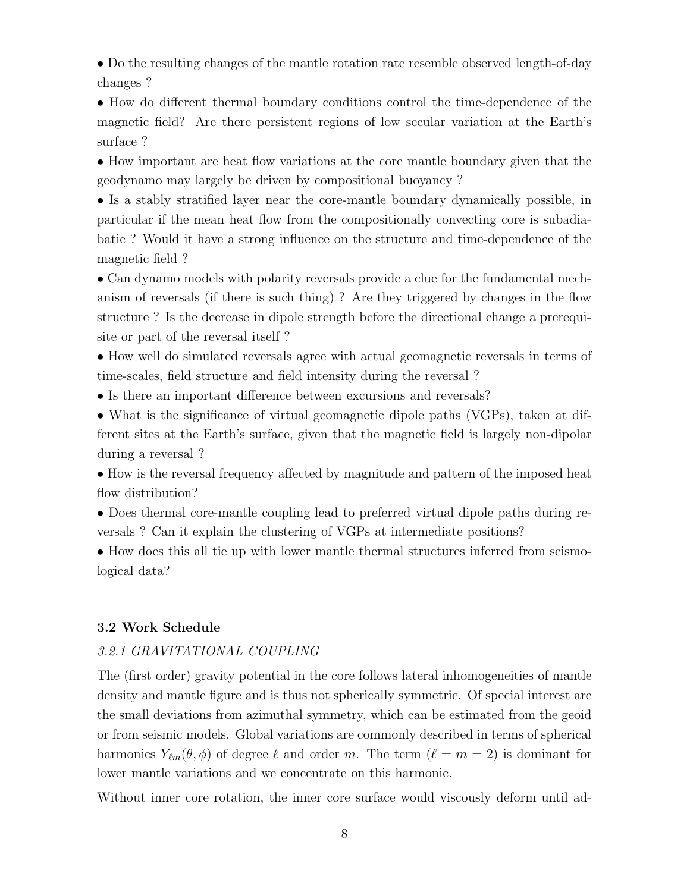- Do the resulting changes of the mantle rotation rate resemble observed length-of-day changes ?
- How do different thermal boundary conditions control the time-dependence of the magnetic field? Are there persistent regions of low secular variation at the Earth's surface ?
- How important are heat flow variations at the core mantle boundary given that the geodynamo may largely be driven by compositional buoyancy ?
- Is a stably stratified layer near the core-mantle boundary dynamically possible, in particular if the mean heat flow from the compositionally convecting core is subadiabatic ? Would it have a strong influence on the structure and time-dependence of the magnetic field ?
- Can dynamo models with polarity reversals provide a clue for the fundamental mechanism of reversals (if there is such thing) ? Are they triggered by changes in the flow structure ? Is the decrease in dipole strength before the directional change a prerequisite or part of the reversal itself ?
- How well do simulated reversals agree with actual geomagnetic reversals in terms of time-scales, field structure and field intensity during the reversal ?
- Is there an important difference between excursions and reversals?
- What is the significance of virtual geomagnetic dipole paths (VGPs), taken at different sites at the Earth's surface, given that the magnetic field is largely non-dipolar during a reversal ?
- How is the reversal frequency affected by magnitude and pattern of the imposed heat flow distribution?
- Does thermal core-mantle coupling lead to preferred virtual dipole paths during reversals ? Can it explain the clustering of VGPs at intermediate positions?
- How does this all tie up with lower mantle thermal structures inferred from seismological data?

### 3.2 Work Schedule

#### *3.2.1 GRAVITATIONAL COUPLING*

The (first order) gravity potential in the core follows lateral inhomogeneities of mantle density and mantle figure and is thus not spherically symmetric. Of special interest are the small deviations from azimuthal symmetry, which can be estimated from the geoid or from seismic models. Global variations are commonly described in terms of spherical harmonics $Y_{\ell m}(\theta, \phi)$ of degree $\ell$ and order $m$. The term ($\ell = m = 2$) is dominant for lower mantle variations and we concentrate on this harmonic.

Without inner core rotation, the inner core surface would viscously deform until ad-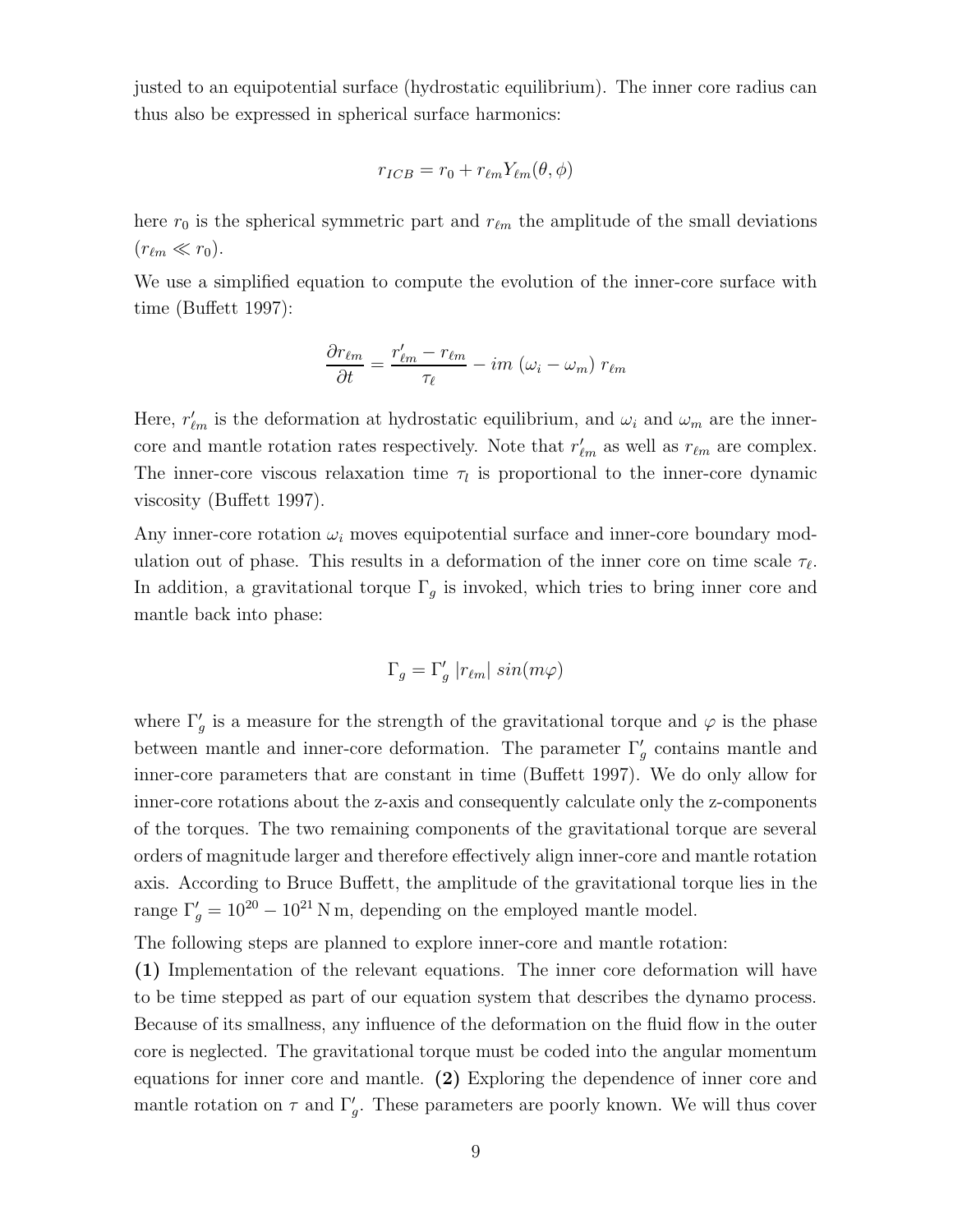justed to an equipotential surface (hydrostatic equilibrium). The inner core radius can thus also be expressed in spherical surface harmonics:

$$r_{ICB} = r_0 + r_{\ell m} Y_{\ell m}(\theta, \phi)$$

here $r_0$ is the spherical symmetric part and $r_{\ell m}$ the amplitude of the small deviations ($r_{\ell m} \ll r_0$).

We use a simplified equation to compute the evolution of the inner-core surface with time (Buffett 1997):

$$\frac{\partial r_{\ell m}}{\partial t} = \frac{r'_{\ell m} - r_{\ell m}}{\tau_\ell} - im\ (\omega_i - \omega_m)\ r_{\ell m}$$

Here, $r'_{\ell m}$ is the deformation at hydrostatic equilibrium, and $\omega_i$ and $\omega_m$ are the inner-core and mantle rotation rates respectively. Note that $r'_{\ell m}$ as well as $r_{\ell m}$ are complex. The inner-core viscous relaxation time $\tau_l$ is proportional to the inner-core dynamic viscosity (Buffett 1997).

Any inner-core rotation $\omega_i$ moves equipotential surface and inner-core boundary modulation out of phase. This results in a deformation of the inner core on time scale $\tau_\ell$. In addition, a gravitational torque $\Gamma_g$ is invoked, which tries to bring inner core and mantle back into phase:

$$\Gamma_g = \Gamma'_g\ |r_{\ell m}|\ sin(m\varphi)$$

where $\Gamma'_g$ is a measure for the strength of the gravitational torque and $\varphi$ is the phase between mantle and inner-core deformation. The parameter $\Gamma'_g$ contains mantle and inner-core parameters that are constant in time (Buffett 1997). We do only allow for inner-core rotations about the z-axis and consequently calculate only the z-components of the torques. The two remaining components of the gravitational torque are several orders of magnitude larger and therefore effectively align inner-core and mantle rotation axis. According to Bruce Buffett, the amplitude of the gravitational torque lies in the range $\Gamma'_g = 10^{20} - 10^{21}\,\mathrm{N\,m}$, depending on the employed mantle model.

The following steps are planned to explore inner-core and mantle rotation:

**(1)** Implementation of the relevant equations. The inner core deformation will have to be time stepped as part of our equation system that describes the dynamo process. Because of its smallness, any influence of the deformation on the fluid flow in the outer core is neglected. The gravitational torque must be coded into the angular momentum equations for inner core and mantle. **(2)** Exploring the dependence of inner core and mantle rotation on $\tau$ and $\Gamma'_g$. These parameters are poorly known. We will thus cover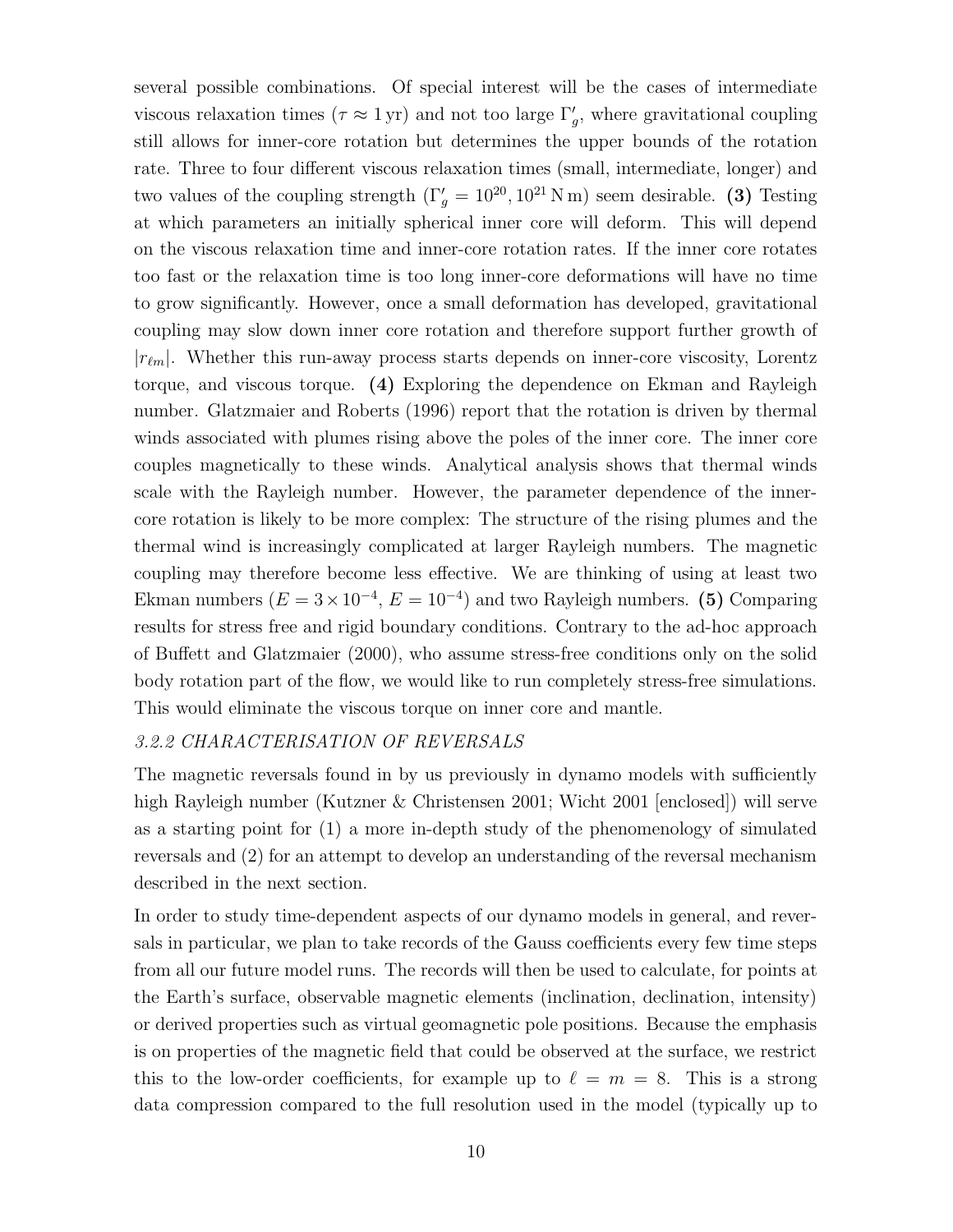several possible combinations. Of special interest will be the cases of intermediate viscous relaxation times ($\tau \approx 1\,\mathrm{yr}$) and not too large $\Gamma'_g$, where gravitational coupling still allows for inner-core rotation but determines the upper bounds of the rotation rate. Three to four different viscous relaxation times (small, intermediate, longer) and two values of the coupling strength ($\Gamma'_g = 10^{20}, 10^{21}\,\mathrm{N\,m}$) seem desirable. **(3)** Testing at which parameters an initially spherical inner core will deform. This will depend on the viscous relaxation time and inner-core rotation rates. If the inner core rotates too fast or the relaxation time is too long inner-core deformations will have no time to grow significantly. However, once a small deformation has developed, gravitational coupling may slow down inner core rotation and therefore support further growth of $|r_{\ell m}|$. Whether this run-away process starts depends on inner-core viscosity, Lorentz torque, and viscous torque. **(4)** Exploring the dependence on Ekman and Rayleigh number. Glatzmaier and Roberts (1996) report that the rotation is driven by thermal winds associated with plumes rising above the poles of the inner core. The inner core couples magnetically to these winds. Analytical analysis shows that thermal winds scale with the Rayleigh number. However, the parameter dependence of the inner-core rotation is likely to be more complex: The structure of the rising plumes and the thermal wind is increasingly complicated at larger Rayleigh numbers. The magnetic coupling may therefore become less effective. We are thinking of using at least two Ekman numbers ($E = 3 \times 10^{-4}$, $E = 10^{-4}$) and two Rayleigh numbers. **(5)** Comparing results for stress free and rigid boundary conditions. Contrary to the ad-hoc approach of Buffett and Glatzmaier (2000), who assume stress-free conditions only on the solid body rotation part of the flow, we would like to run completely stress-free simulations. This would eliminate the viscous torque on inner core and mantle.

### *3.2.2 CHARACTERISATION OF REVERSALS*

The magnetic reversals found in by us previously in dynamo models with sufficiently high Rayleigh number (Kutzner & Christensen 2001; Wicht 2001 [enclosed]) will serve as a starting point for (1) a more in-depth study of the phenomenology of simulated reversals and (2) for an attempt to develop an understanding of the reversal mechanism described in the next section.

In order to study time-dependent aspects of our dynamo models in general, and reversals in particular, we plan to take records of the Gauss coefficients every few time steps from all our future model runs. The records will then be used to calculate, for points at the Earth's surface, observable magnetic elements (inclination, declination, intensity) or derived properties such as virtual geomagnetic pole positions. Because the emphasis is on properties of the magnetic field that could be observed at the surface, we restrict this to the low-order coefficients, for example up to $\ell = m = 8$. This is a strong data compression compared to the full resolution used in the model (typically up to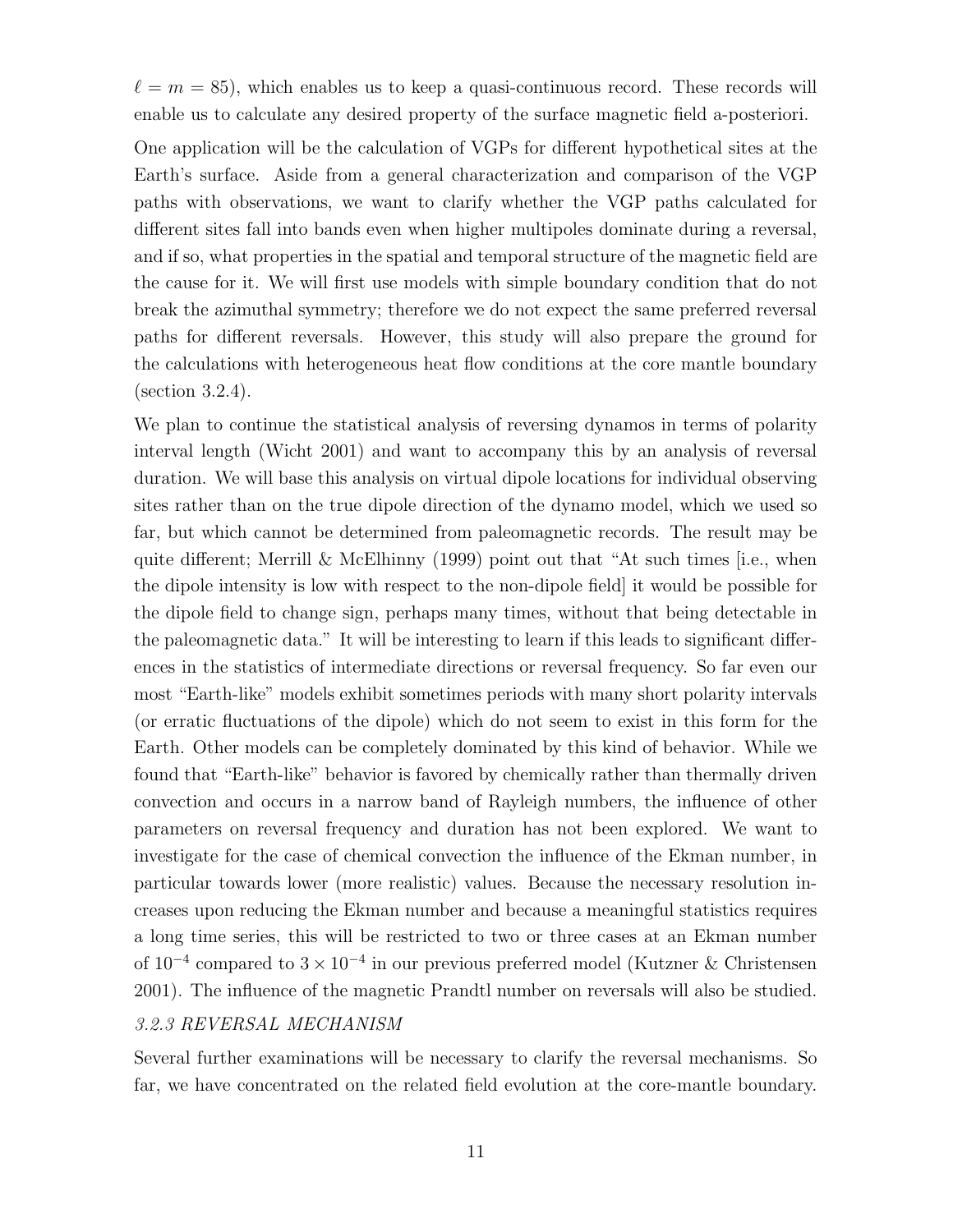$\ell = m = 85$), which enables us to keep a quasi-continuous record. These records will enable us to calculate any desired property of the surface magnetic field a-posteriori.

One application will be the calculation of VGPs for different hypothetical sites at the Earth's surface. Aside from a general characterization and comparison of the VGP paths with observations, we want to clarify whether the VGP paths calculated for different sites fall into bands even when higher multipoles dominate during a reversal, and if so, what properties in the spatial and temporal structure of the magnetic field are the cause for it. We will first use models with simple boundary condition that do not break the azimuthal symmetry; therefore we do not expect the same preferred reversal paths for different reversals. However, this study will also prepare the ground for the calculations with heterogeneous heat flow conditions at the core mantle boundary (section 3.2.4).

We plan to continue the statistical analysis of reversing dynamos in terms of polarity interval length (Wicht 2001) and want to accompany this by an analysis of reversal duration. We will base this analysis on virtual dipole locations for individual observing sites rather than on the true dipole direction of the dynamo model, which we used so far, but which cannot be determined from paleomagnetic records. The result may be quite different; Merrill & McElhinny (1999) point out that "At such times [i.e., when the dipole intensity is low with respect to the non-dipole field] it would be possible for the dipole field to change sign, perhaps many times, without that being detectable in the paleomagnetic data." It will be interesting to learn if this leads to significant differences in the statistics of intermediate directions or reversal frequency. So far even our most "Earth-like" models exhibit sometimes periods with many short polarity intervals (or erratic fluctuations of the dipole) which do not seem to exist in this form for the Earth. Other models can be completely dominated by this kind of behavior. While we found that "Earth-like" behavior is favored by chemically rather than thermally driven convection and occurs in a narrow band of Rayleigh numbers, the influence of other parameters on reversal frequency and duration has not been explored. We want to investigate for the case of chemical convection the influence of the Ekman number, in particular towards lower (more realistic) values. Because the necessary resolution increases upon reducing the Ekman number and because a meaningful statistics requires a long time series, this will be restricted to two or three cases at an Ekman number of $10^{-4}$ compared to $3 \times 10^{-4}$ in our previous preferred model (Kutzner & Christensen 2001). The influence of the magnetic Prandtl number on reversals will also be studied.

### *3.2.3 REVERSAL MECHANISM*

Several further examinations will be necessary to clarify the reversal mechanisms. So far, we have concentrated on the related field evolution at the core-mantle boundary.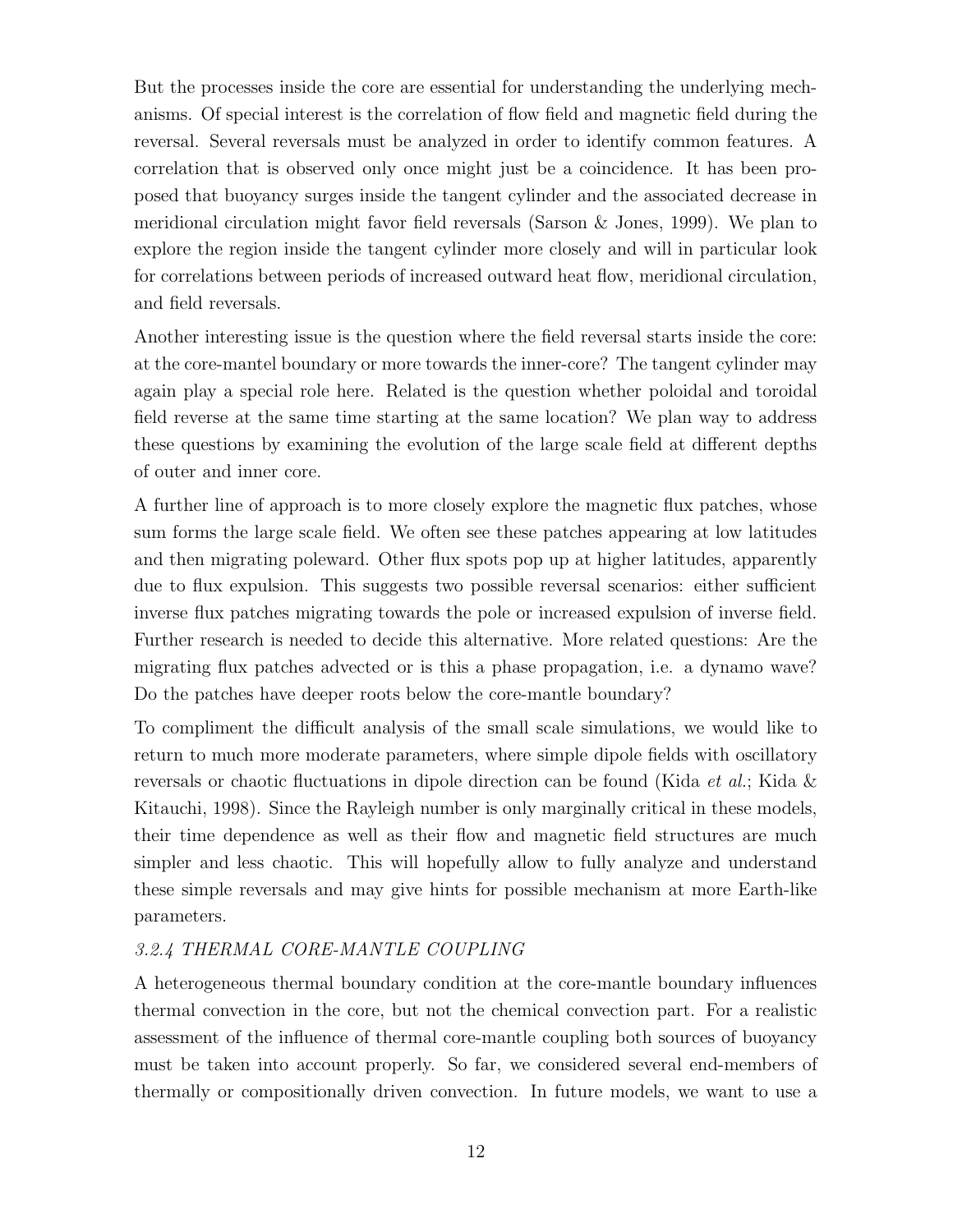But the processes inside the core are essential for understanding the underlying mechanisms. Of special interest is the correlation of flow field and magnetic field during the reversal. Several reversals must be analyzed in order to identify common features. A correlation that is observed only once might just be a coincidence. It has been proposed that buoyancy surges inside the tangent cylinder and the associated decrease in meridional circulation might favor field reversals (Sarson & Jones, 1999). We plan to explore the region inside the tangent cylinder more closely and will in particular look for correlations between periods of increased outward heat flow, meridional circulation, and field reversals.

Another interesting issue is the question where the field reversal starts inside the core: at the core-mantle boundary or more towards the inner-core? The tangent cylinder may again play a special role here. Related is the question whether poloidal and toroidal field reverse at the same time starting at the same location? We plan way to address these questions by examining the evolution of the large scale field at different depths of outer and inner core.

A further line of approach is to more closely explore the magnetic flux patches, whose sum forms the large scale field. We often see these patches appearing at low latitudes and then migrating poleward. Other flux spots pop up at higher latitudes, apparently due to flux expulsion. This suggests two possible reversal scenarios: either sufficient inverse flux patches migrating towards the pole or increased expulsion of inverse field. Further research is needed to decide this alternative. More related questions: Are the migrating flux patches advected or is this a phase propagation, i.e. a dynamo wave? Do the patches have deeper roots below the core-mantle boundary?

To compliment the difficult analysis of the small scale simulations, we would like to return to much more moderate parameters, where simple dipole fields with oscillatory reversals or chaotic fluctuations in dipole direction can be found (Kida *et al.*; Kida & Kitauchi, 1998). Since the Rayleigh number is only marginally critical in these models, their time dependence as well as their flow and magnetic field structures are much simpler and less chaotic. This will hopefully allow to fully analyze and understand these simple reversals and may give hints for possible mechanism at more Earth-like parameters.

#### *3.2.4 THERMAL CORE-MANTLE COUPLING*

A heterogeneous thermal boundary condition at the core-mantle boundary influences thermal convection in the core, but not the chemical convection part. For a realistic assessment of the influence of thermal core-mantle coupling both sources of buoyancy must be taken into account properly. So far, we considered several end-members of thermally or compositionally driven convection. In future models, we want to use a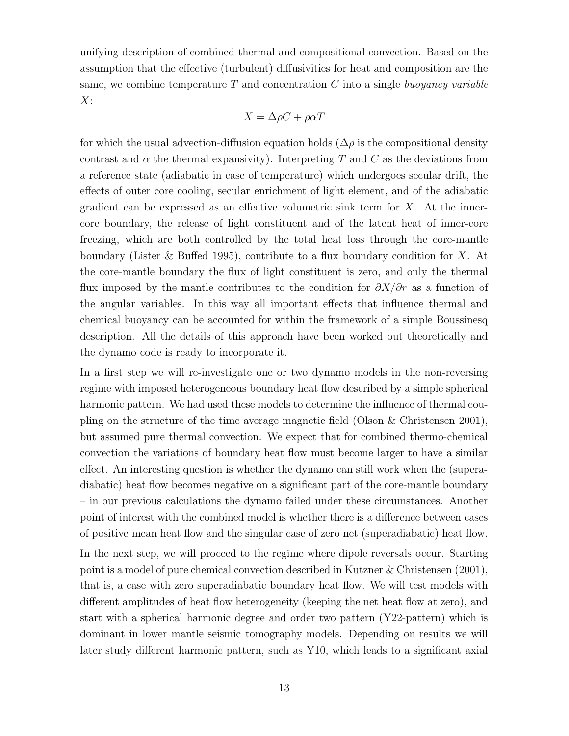unifying description of combined thermal and compositional convection. Based on the assumption that the effective (turbulent) diffusivities for heat and composition are the same, we combine temperature $T$ and concentration $C$ into a single *buoyancy variable* $X$:

$$X = \Delta\rho C + \rho\alpha T$$

for which the usual advection-diffusion equation holds ($\Delta\rho$ is the compositional density contrast and $\alpha$ the thermal expansivity). Interpreting $T$ and $C$ as the deviations from a reference state (adiabatic in case of temperature) which undergoes secular drift, the effects of outer core cooling, secular enrichment of light element, and of the adiabatic gradient can be expressed as an effective volumetric sink term for $X$. At the inner-core boundary, the release of light constituent and of the latent heat of inner-core freezing, which are both controlled by the total heat loss through the core-mantle boundary (Lister & Buffed 1995), contribute to a flux boundary condition for $X$. At the core-mantle boundary the flux of light constituent is zero, and only the thermal flux imposed by the mantle contributes to the condition for $\partial X/\partial r$ as a function of the angular variables. In this way all important effects that influence thermal and chemical buoyancy can be accounted for within the framework of a simple Boussinesq description. All the details of this approach have been worked out theoretically and the dynamo code is ready to incorporate it.

In a first step we will re-investigate one or two dynamo models in the non-reversing regime with imposed heterogeneous boundary heat flow described by a simple spherical harmonic pattern. We had used these models to determine the influence of thermal coupling on the structure of the time average magnetic field (Olson & Christensen 2001), but assumed pure thermal convection. We expect that for combined thermo-chemical convection the variations of boundary heat flow must become larger to have a similar effect. An interesting question is whether the dynamo can still work when the (superadiabatic) heat flow becomes negative on a significant part of the core-mantle boundary – in our previous calculations the dynamo failed under these circumstances. Another point of interest with the combined model is whether there is a difference between cases of positive mean heat flow and the singular case of zero net (superadiabatic) heat flow.

In the next step, we will proceed to the regime where dipole reversals occur. Starting point is a model of pure chemical convection described in Kutzner & Christensen (2001), that is, a case with zero superadiabatic boundary heat flow. We will test models with different amplitudes of heat flow heterogeneity (keeping the net heat flow at zero), and start with a spherical harmonic degree and order two pattern (Y22-pattern) which is dominant in lower mantle seismic tomography models. Depending on results we will later study different harmonic pattern, such as Y10, which leads to a significant axial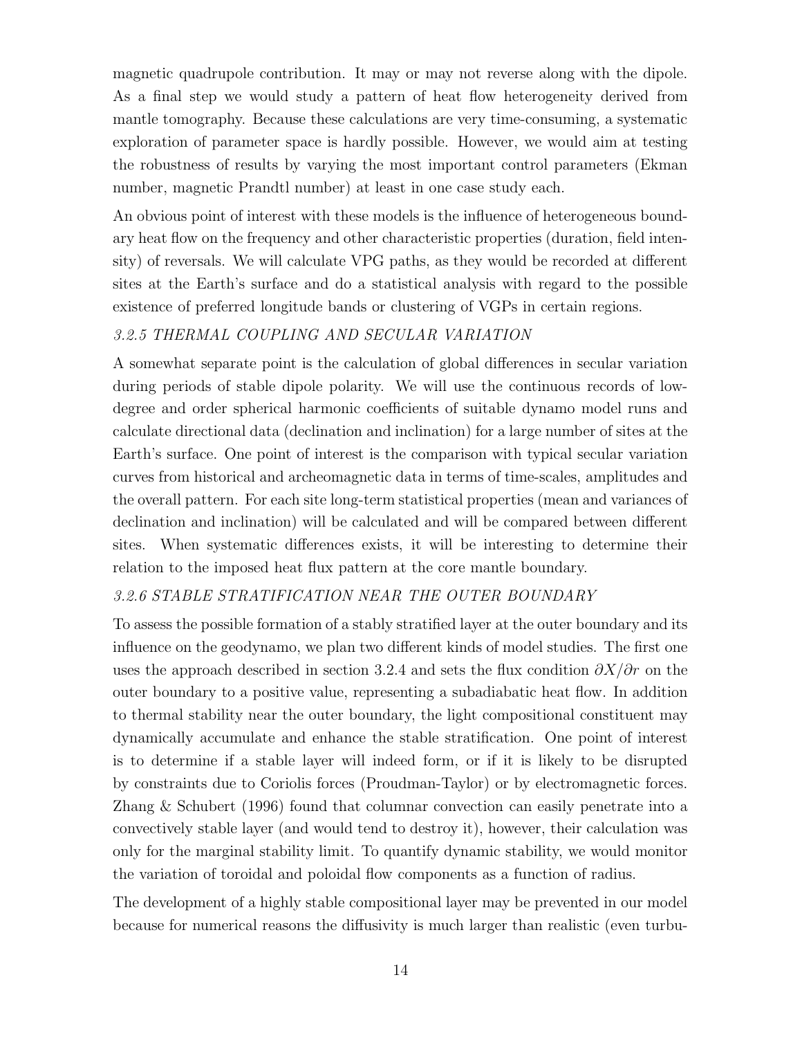magnetic quadrupole contribution. It may or may not reverse along with the dipole. As a final step we would study a pattern of heat flow heterogeneity derived from mantle tomography. Because these calculations are very time-consuming, a systematic exploration of parameter space is hardly possible. However, we would aim at testing the robustness of results by varying the most important control parameters (Ekman number, magnetic Prandtl number) at least in one case study each.

An obvious point of interest with these models is the influence of heterogeneous boundary heat flow on the frequency and other characteristic properties (duration, field intensity) of reversals. We will calculate VPG paths, as they would be recorded at different sites at the Earth's surface and do a statistical analysis with regard to the possible existence of preferred longitude bands or clustering of VGPs in certain regions.

### *3.2.5 THERMAL COUPLING AND SECULAR VARIATION*

A somewhat separate point is the calculation of global differences in secular variation during periods of stable dipole polarity. We will use the continuous records of low-degree and order spherical harmonic coefficients of suitable dynamo model runs and calculate directional data (declination and inclination) for a large number of sites at the Earth's surface. One point of interest is the comparison with typical secular variation curves from historical and archeomagnetic data in terms of time-scales, amplitudes and the overall pattern. For each site long-term statistical properties (mean and variances of declination and inclination) will be calculated and will be compared between different sites. When systematic differences exists, it will be interesting to determine their relation to the imposed heat flux pattern at the core mantle boundary.

### *3.2.6 STABLE STRATIFICATION NEAR THE OUTER BOUNDARY*

To assess the possible formation of a stably stratified layer at the outer boundary and its influence on the geodynamo, we plan two different kinds of model studies. The first one uses the approach described in section 3.2.4 and sets the flux condition $\partial X/\partial r$ on the outer boundary to a positive value, representing a subadiabatic heat flow. In addition to thermal stability near the outer boundary, the light compositional constituent may dynamically accumulate and enhance the stable stratification. One point of interest is to determine if a stable layer will indeed form, or if it is likely to be disrupted by constraints due to Coriolis forces (Proudman-Taylor) or by electromagnetic forces. Zhang & Schubert (1996) found that columnar convection can easily penetrate into a convectively stable layer (and would tend to destroy it), however, their calculation was only for the marginal stability limit. To quantify dynamic stability, we would monitor the variation of toroidal and poloidal flow components as a function of radius.

The development of a highly stable compositional layer may be prevented in our model because for numerical reasons the diffusivity is much larger than realistic (even turbu-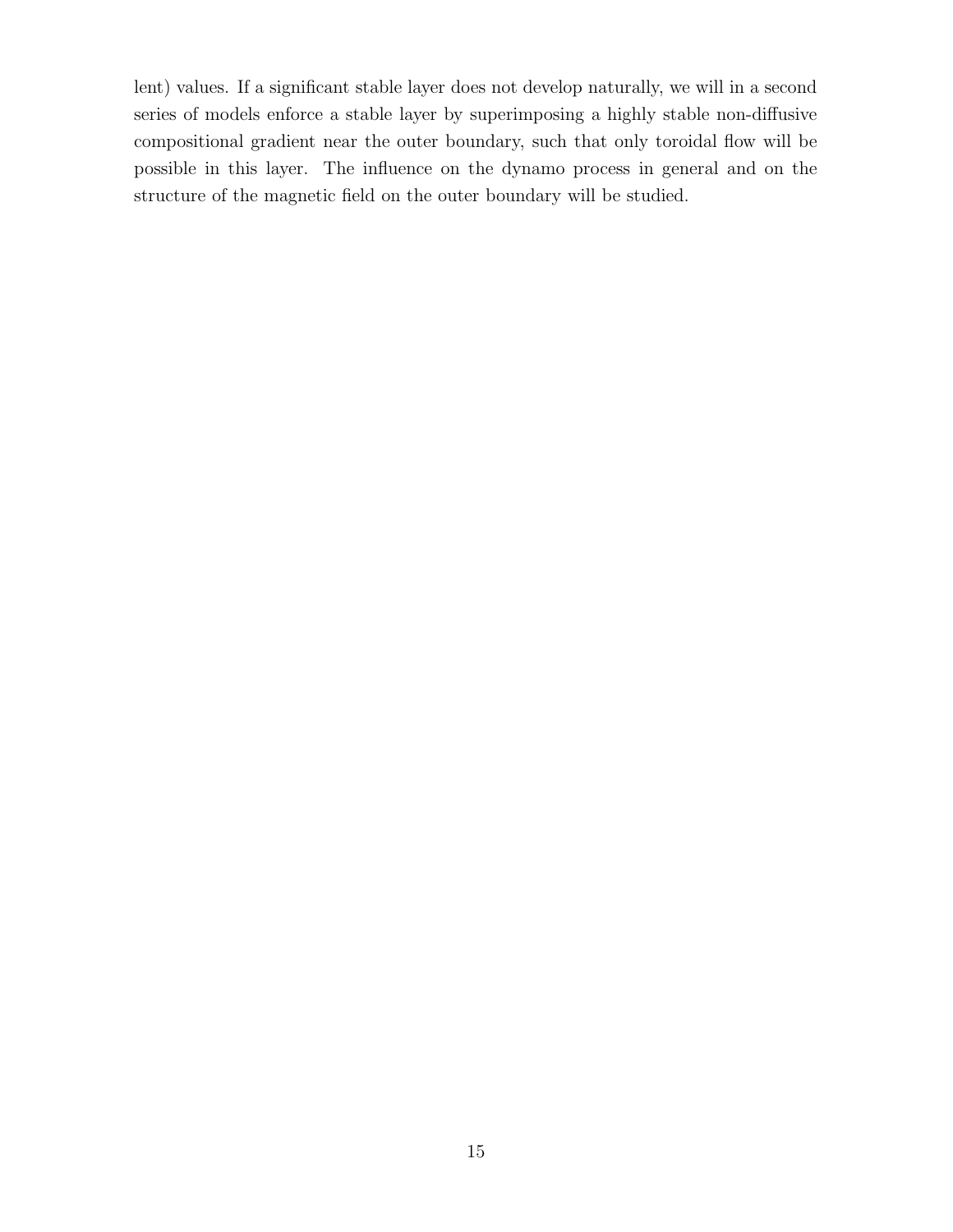lent) values. If a significant stable layer does not develop naturally, we will in a second series of models enforce a stable layer by superimposing a highly stable non-diffusive compositional gradient near the outer boundary, such that only toroidal flow will be possible in this layer. The influence on the dynamo process in general and on the structure of the magnetic field on the outer boundary will be studied.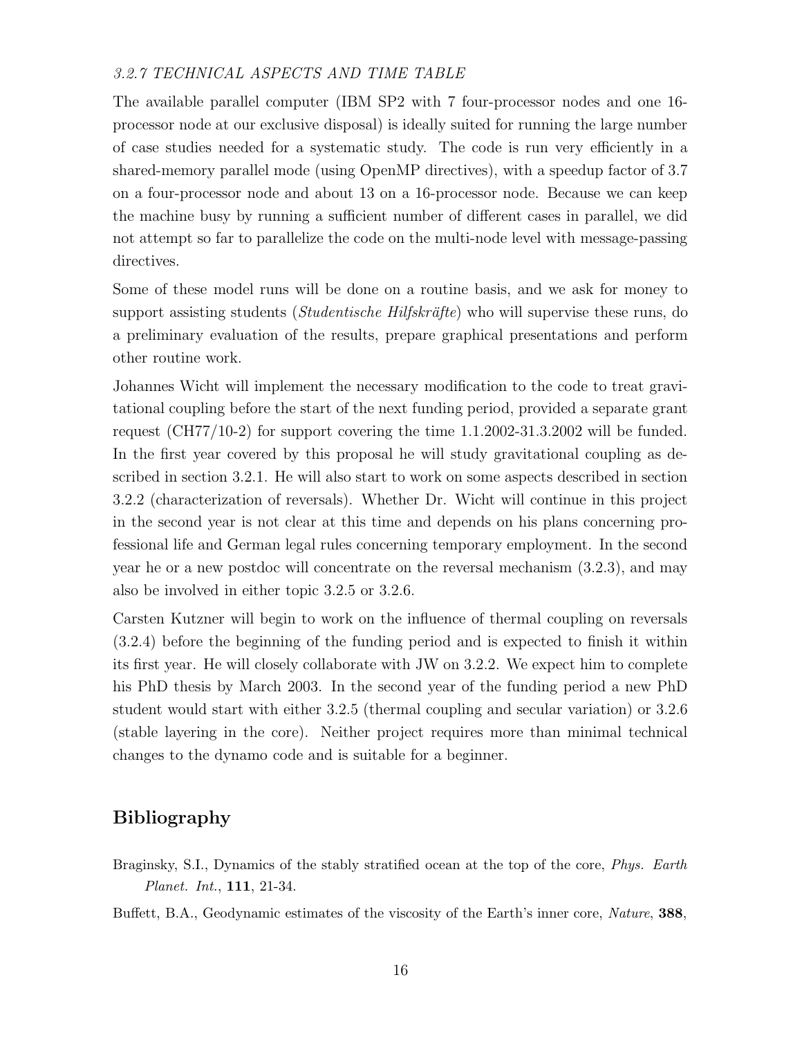### *3.2.7 TECHNICAL ASPECTS AND TIME TABLE*

The available parallel computer (IBM SP2 with 7 four-processor nodes and one 16-processor node at our exclusive disposal) is ideally suited for running the large number of case studies needed for a systematic study. The code is run very efficiently in a shared-memory parallel mode (using OpenMP directives), with a speedup factor of 3.7 on a four-processor node and about 13 on a 16-processor node. Because we can keep the machine busy by running a sufficient number of different cases in parallel, we did not attempt so far to parallelize the code on the multi-node level with message-passing directives.

Some of these model runs will be done on a routine basis, and we ask for money to support assisting students (*Studentische Hilfskräfte*) who will supervise these runs, do a preliminary evaluation of the results, prepare graphical presentations and perform other routine work.

Johannes Wicht will implement the necessary modification to the code to treat gravitational coupling before the start of the next funding period, provided a separate grant request (CH77/10-2) for support covering the time 1.1.2002-31.3.2002 will be funded. In the first year covered by this proposal he will study gravitational coupling as described in section 3.2.1. He will also start to work on some aspects described in section 3.2.2 (characterization of reversals). Whether Dr. Wicht will continue in this project in the second year is not clear at this time and depends on his plans concerning professional life and German legal rules concerning temporary employment. In the second year he or a new postdoc will concentrate on the reversal mechanism (3.2.3), and may also be involved in either topic 3.2.5 or 3.2.6.

Carsten Kutzner will begin to work on the influence of thermal coupling on reversals (3.2.4) before the beginning of the funding period and is expected to finish it within its first year. He will closely collaborate with JW on 3.2.2. We expect him to complete his PhD thesis by March 2003. In the second year of the funding period a new PhD student would start with either 3.2.5 (thermal coupling and secular variation) or 3.2.6 (stable layering in the core). Neither project requires more than minimal technical changes to the dynamo code and is suitable for a beginner.

## Bibliography

Braginsky, S.I., Dynamics of the stably stratified ocean at the top of the core, *Phys. Earth Planet. Int.*, **111**, 21-34.

Buffett, B.A., Geodynamic estimates of the viscosity of the Earth's inner core, *Nature*, **388**,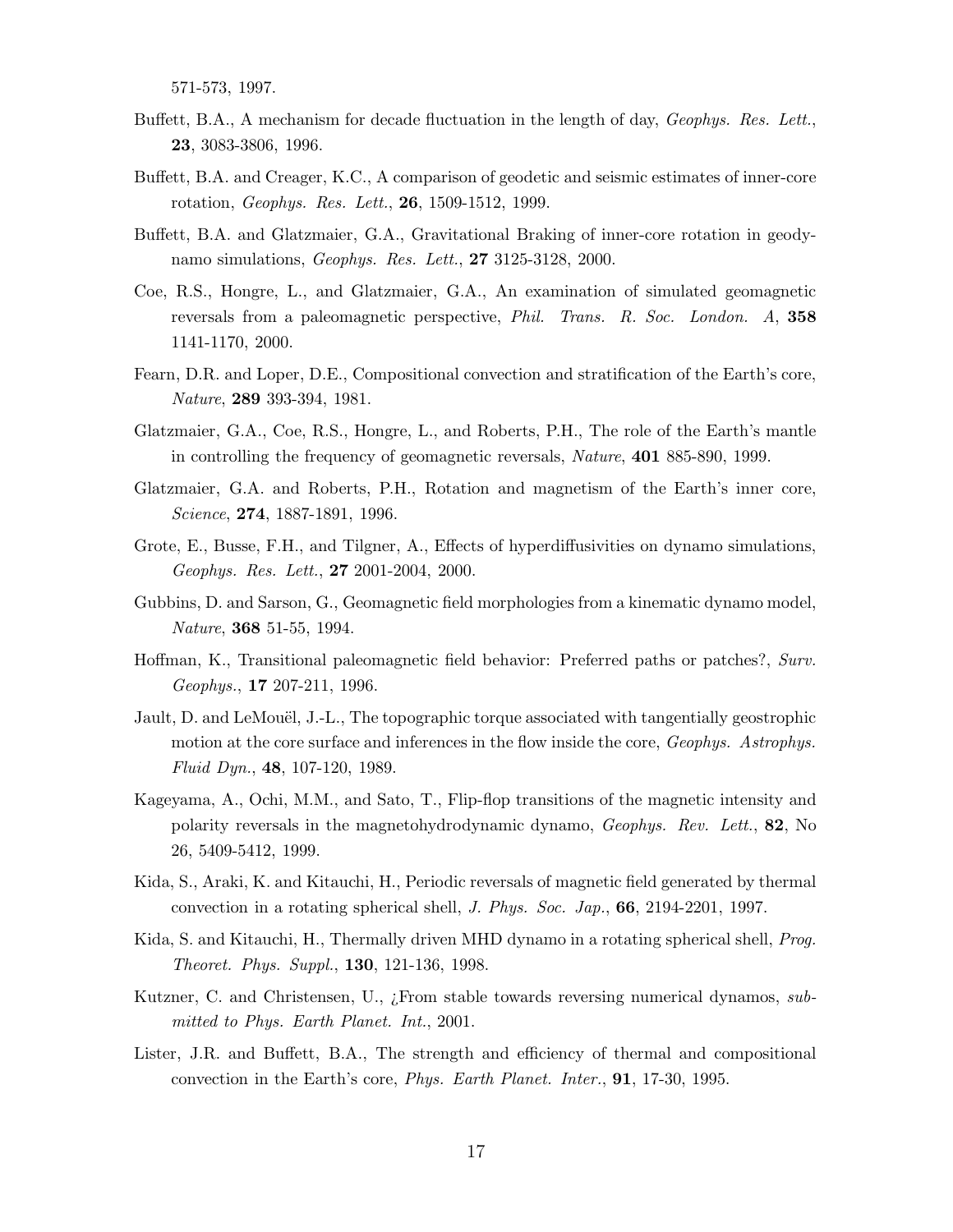571-573, 1997.

Buffett, B.A., A mechanism for decade fluctuation in the length of day, *Geophys. Res. Lett.*, **23**, 3083-3806, 1996.

Buffett, B.A. and Creager, K.C., A comparison of geodetic and seismic estimates of inner-core rotation, *Geophys. Res. Lett.*, **26**, 1509-1512, 1999.

Buffett, B.A. and Glatzmaier, G.A., Gravitational Braking of inner-core rotation in geodynamo simulations, *Geophys. Res. Lett.*, **27** 3125-3128, 2000.

Coe, R.S., Hongre, L., and Glatzmaier, G.A., An examination of simulated geomagnetic reversals from a paleomagnetic perspective, *Phil. Trans. R. Soc. London. A*, **358** 1141-1170, 2000.

Fearn, D.R. and Loper, D.E., Compositional convection and stratification of the Earth's core, *Nature*, **289** 393-394, 1981.

Glatzmaier, G.A., Coe, R.S., Hongre, L., and Roberts, P.H., The role of the Earth's mantle in controlling the frequency of geomagnetic reversals, *Nature*, **401** 885-890, 1999.

Glatzmaier, G.A. and Roberts, P.H., Rotation and magnetism of the Earth's inner core, *Science*, **274**, 1887-1891, 1996.

Grote, E., Busse, F.H., and Tilgner, A., Effects of hyperdiffusivities on dynamo simulations, *Geophys. Res. Lett.*, **27** 2001-2004, 2000.

Gubbins, D. and Sarson, G., Geomagnetic field morphologies from a kinematic dynamo model, *Nature*, **368** 51-55, 1994.

Hoffman, K., Transitional paleomagnetic field behavior: Preferred paths or patches?, *Surv. Geophys.*, **17** 207-211, 1996.

Jault, D. and LeMouël, J.-L., The topographic torque associated with tangentially geostrophic motion at the core surface and inferences in the flow inside the core, *Geophys. Astrophys. Fluid Dyn.*, **48**, 107-120, 1989.

Kageyama, A., Ochi, M.M., and Sato, T., Flip-flop transitions of the magnetic intensity and polarity reversals in the magnetohydrodynamic dynamo, *Geophys. Rev. Lett.*, **82**, No 26, 5409-5412, 1999.

Kida, S., Araki, K. and Kitauchi, H., Periodic reversals of magnetic field generated by thermal convection in a rotating spherical shell, *J. Phys. Soc. Jap.*, **66**, 2194-2201, 1997.

Kida, S. and Kitauchi, H., Thermally driven MHD dynamo in a rotating spherical shell, *Prog. Theoret. Phys. Suppl.*, **130**, 121-136, 1998.

Kutzner, C. and Christensen, U., ¿From stable towards reversing numerical dynamos, *submitted to Phys. Earth Planet. Int.*, 2001.

Lister, J.R. and Buffett, B.A., The strength and efficiency of thermal and compositional convection in the Earth's core, *Phys. Earth Planet. Inter.*, **91**, 17-30, 1995.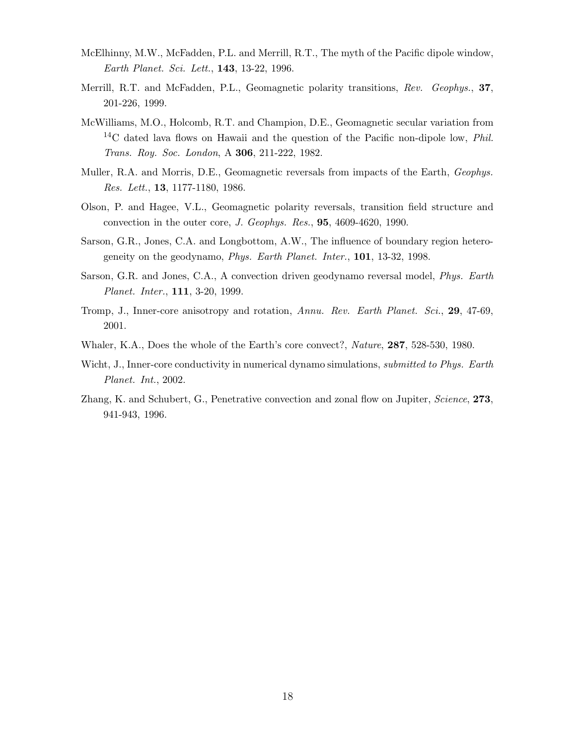McElhinny, M.W., McFadden, P.L. and Merrill, R.T., The myth of the Pacific dipole window, *Earth Planet. Sci. Lett.*, **143**, 13-22, 1996.

Merrill, R.T. and McFadden, P.L., Geomagnetic polarity transitions, *Rev. Geophys.*, **37**, 201-226, 1999.

McWilliams, M.O., Holcomb, R.T. and Champion, D.E., Geomagnetic secular variation from $^{14}C$ dated lava flows on Hawaii and the question of the Pacific non-dipole low, *Phil. Trans. Roy. Soc. London*, A **306**, 211-222, 1982.

Muller, R.A. and Morris, D.E., Geomagnetic reversals from impacts of the Earth, *Geophys. Res. Lett.*, **13**, 1177-1180, 1986.

Olson, P. and Hagee, V.L., Geomagnetic polarity reversals, transition field structure and convection in the outer core, *J. Geophys. Res.*, **95**, 4609-4620, 1990.

Sarson, G.R., Jones, C.A. and Longbottom, A.W., The influence of boundary region heterogeneity on the geodynamo, *Phys. Earth Planet. Inter.*, **101**, 13-32, 1998.

Sarson, G.R. and Jones, C.A., A convection driven geodynamo reversal model, *Phys. Earth Planet. Inter.*, **111**, 3-20, 1999.

Tromp, J., Inner-core anisotropy and rotation, *Annu. Rev. Earth Planet. Sci.*, **29**, 47-69, 2001.

Whaler, K.A., Does the whole of the Earth's core convect?, *Nature*, **287**, 528-530, 1980.

Wicht, J., Inner-core conductivity in numerical dynamo simulations, *submitted to Phys. Earth Planet. Int.*, 2002.

Zhang, K. and Schubert, G., Penetrative convection and zonal flow on Jupiter, *Science*, **273**, 941-943, 1996.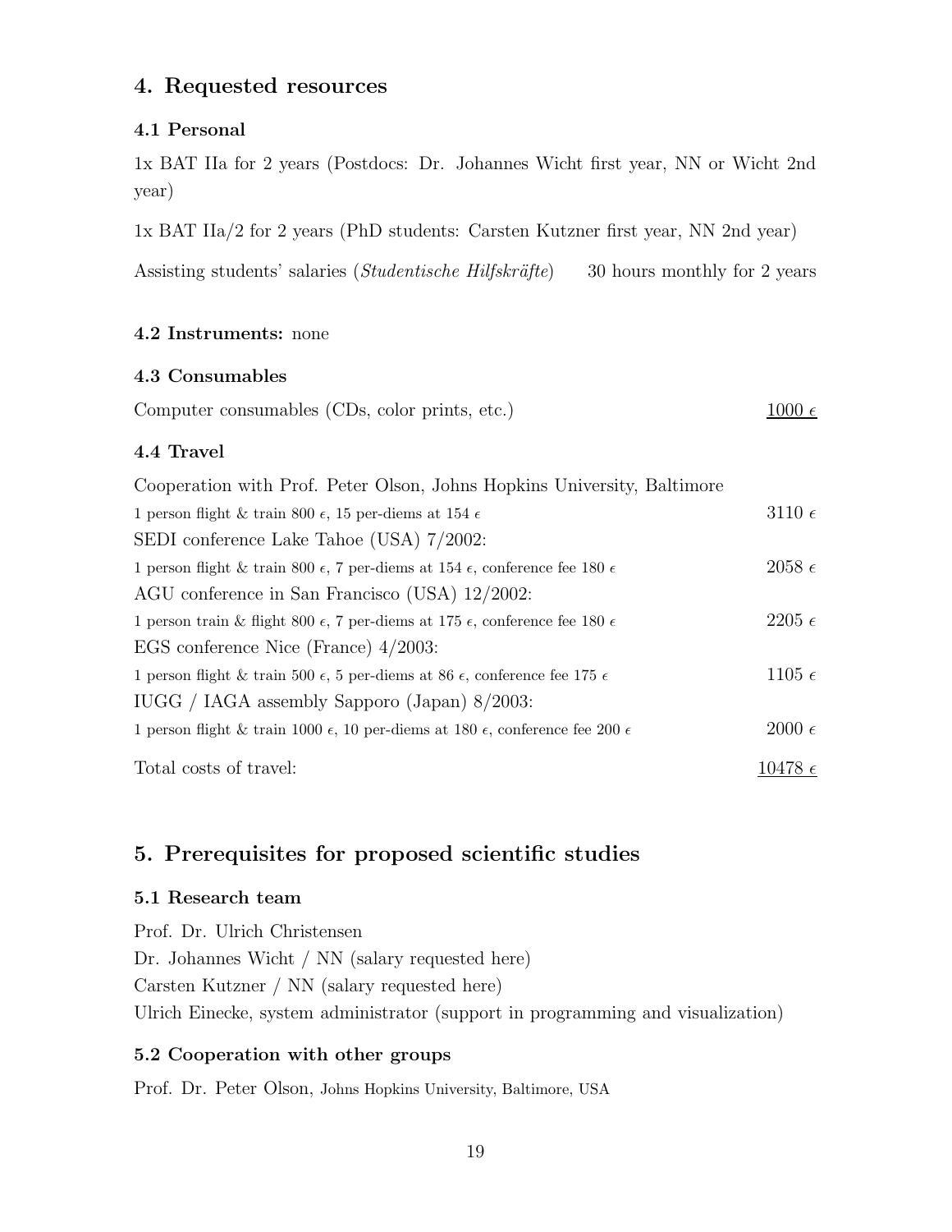## 4. Requested resources

### 4.1 Personal

1x BAT IIa for 2 years (Postdocs: Dr. Johannes Wicht first year, NN or Wicht 2nd year)

1x BAT IIa/2 for 2 years (PhD students: Carsten Kutzner first year, NN 2nd year)

Assisting students' salaries (*Studentische Hilfskräfte*) 30 hours monthly for 2 years

**4.2 Instruments:** none

### 4.3 Consumables

| | |
|---|---|
| Computer consumables (CDs, color prints, etc.) | 1000 € |

### 4.4 Travel

| | |
|---|---|
| Cooperation with Prof. Peter Olson, Johns Hopkins University, Baltimore | |
| 1 person flight & train 800 €, 15 per-diems at 154 € | 3110 € |
| SEDI conference Lake Tahoe (USA) 7/2002: | |
| 1 person flight & train 800 €, 7 per-diems at 154 €, conference fee 180 € | 2058 € |
| AGU conference in San Francisco (USA) 12/2002: | |
| 1 person train & flight 800 €, 7 per-diems at 175 €, conference fee 180 € | 2205 € |
| EGS conference Nice (France) 4/2003: | |
| 1 person flight & train 500 €, 5 per-diems at 86 €, conference fee 175 € | 1105 € |
| IUGG / IAGA assembly Sapporo (Japan) 8/2003: | |
| 1 person flight & train 1000 €, 10 per-diems at 180 €, conference fee 200 € | 2000 € |
| Total costs of travel: | 10478 € |

## 5. Prerequisites for proposed scientific studies

### 5.1 Research team

Prof. Dr. Ulrich Christensen
Dr. Johannes Wicht / NN (salary requested here)
Carsten Kutzner / NN (salary requested here)
Ulrich Einecke, system administrator (support in programming and visualization)

### 5.2 Cooperation with other groups

Prof. Dr. Peter Olson, Johns Hopkins University, Baltimore, USA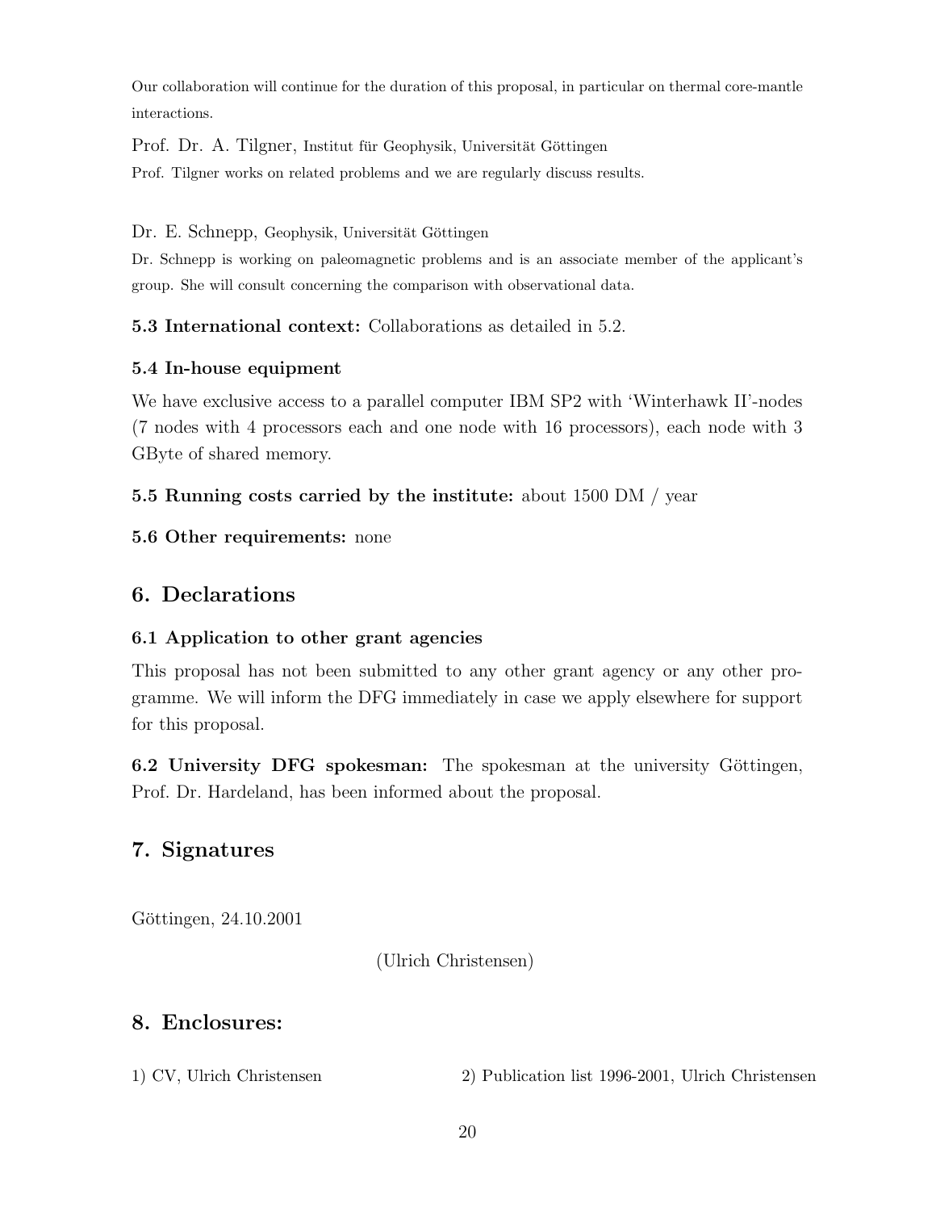Our collaboration will continue for the duration of this proposal, in particular on thermal core-mantle interactions.

Prof. Dr. A. Tilgner, Institut für Geophysik, Universität Göttingen

Prof. Tilgner works on related problems and we are regularly discuss results.

Dr. E. Schnepp, Geophysik, Universität Göttingen

Dr. Schnepp is working on paleomagnetic problems and is an associate member of the applicant's group. She will consult concerning the comparison with observational data.

**5.3 International context:** Collaborations as detailed in 5.2.

### 5.4 In-house equipment

We have exclusive access to a parallel computer IBM SP2 with 'Winterhawk II'-nodes (7 nodes with 4 processors each and one node with 16 processors), each node with 3 GByte of shared memory.

**5.5 Running costs carried by the institute:** about 1500 DM / year

**5.6 Other requirements:** none

## 6. Declarations

### 6.1 Application to other grant agencies

This proposal has not been submitted to any other grant agency or any other programme. We will inform the DFG immediately in case we apply elsewhere for support for this proposal.

**6.2 University DFG spokesman:** The spokesman at the university Göttingen, Prof. Dr. Hardeland, has been informed about the proposal.

## 7. Signatures

Göttingen, 24.10.2001

(Ulrich Christensen)

## 8. Enclosures:

1) CV, Ulrich Christensen

2) Publication list 1996-2001, Ulrich Christensen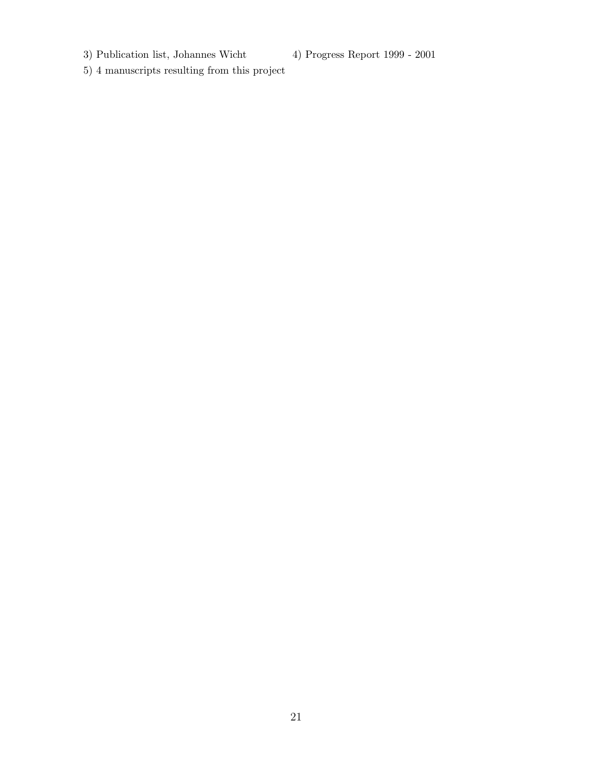3) Publication list, Johannes Wicht

4) Progress Report 1999 - 2001

5) 4 manuscripts resulting from this project